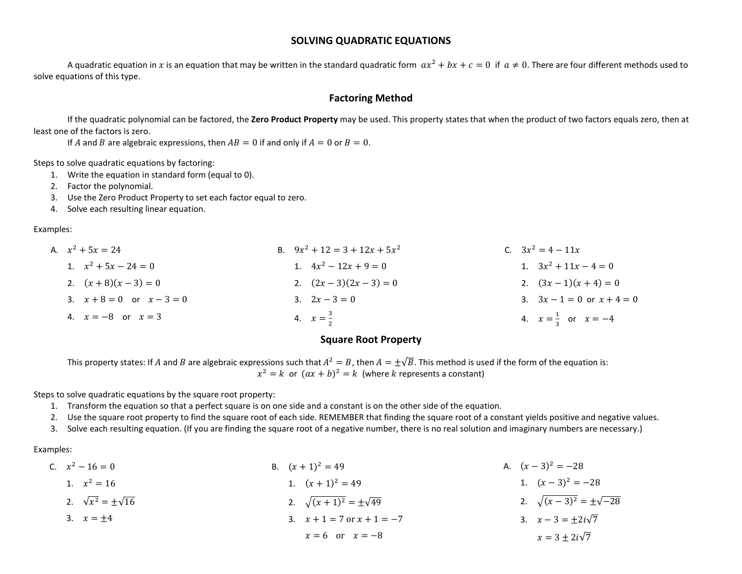# SOLVING QUADRATIC EQUATIONS

A quadratic equation in $x$ is an equation that may be written in the standard quadratic form $ax^2 + bx + c = 0$ if $a \neq 0$. There are four different methods used to solve equations of this type.

## Factoring Method

If the quadratic polynomial can be factored, the **Zero Product Property** may be used. This property states that when the product of two factors equals zero, then at least one of the factors is zero.

If $A$ and $B$ are algebraic expressions, then $AB = 0$ if and only if $A = 0$ or $B = 0$.

Steps to solve quadratic equations by factoring:

1. Write the equation in standard form (equal to 0).
2. Factor the polynomial.
3. Use the Zero Product Property to set each factor equal to zero.
4. Solve each resulting linear equation.

Examples:

A. $x^2 + 5x = 24$

1. $x^2 + 5x - 24 = 0$
2. $(x + 8)(x - 3) = 0$
3. $x + 8 = 0$ or $x - 3 = 0$
4. $x = -8$ or $x = 3$

B. $9x^2 + 12 = 3 + 12x + 5x^2$

1. $4x^2 - 12x + 9 = 0$
2. $(2x - 3)(2x - 3) = 0$
3. $2x - 3 = 0$
4. $x = \frac{3}{2}$

C. $3x^2 = 4 - 11x$

1. $3x^2 + 11x - 4 = 0$
2. $(3x - 1)(x + 4) = 0$
3. $3x - 1 = 0$ or $x + 4 = 0$
4. $x = \frac{1}{3}$ or $x = -4$

## Square Root Property

This property states: If $A$ and $B$ are algebraic expressions such that $A^2 = B$, then $A = \pm\sqrt{B}$. This method is used if the form of the equation is:

$x^2 = k$ or $(ax + b)^2 = k$ (where $k$ represents a constant)

Steps to solve quadratic equations by the square root property:

1. Transform the equation so that a perfect square is on one side and a constant is on the other side of the equation.
2. Use the square root property to find the square root of each side. REMEMBER that finding the square root of a constant yields positive and negative values.
3. Solve each resulting equation. (If you are finding the square root of a negative number, there is no real solution and imaginary numbers are necessary.)

Examples:

C. $x^2 - 16 = 0$

1. $x^2 = 16$
2. $\sqrt{x^2} = \pm\sqrt{16}$
3. $x = \pm 4$

B. $(x + 1)^2 = 49$

1. $(x + 1)^2 = 49$
2. $\sqrt{(x + 1)^2} = \pm\sqrt{49}$
3. $x + 1 = 7$ or $x + 1 = -7$

   $x = 6$ or $x = -8$

A. $(x - 3)^2 = -28$

1. $(x - 3)^2 = -28$
2. $\sqrt{(x - 3)^2} = \pm\sqrt{-28}$
3. $x - 3 = \pm 2i\sqrt{7}$

   $x = 3 \pm 2i\sqrt{7}$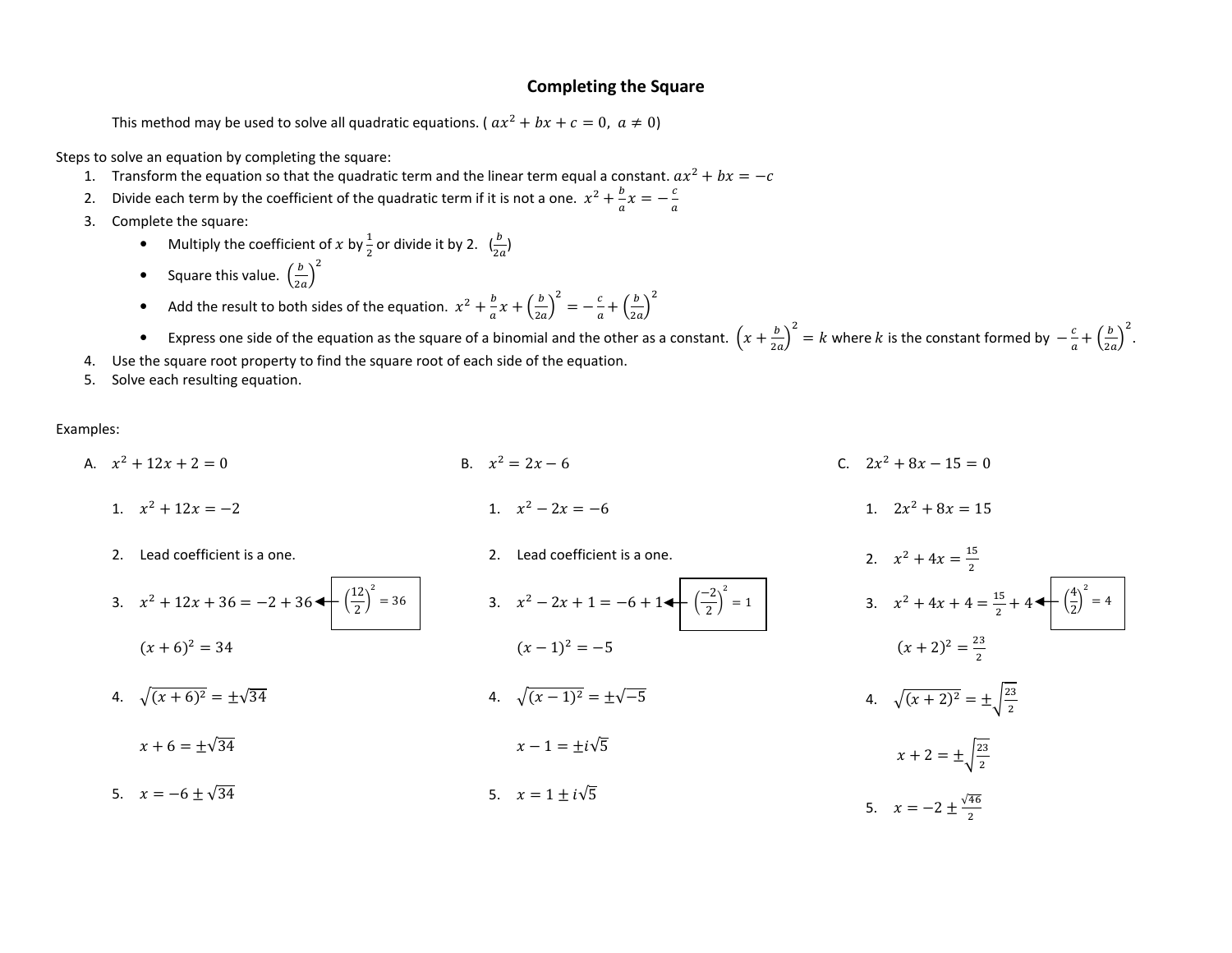# Completing the Square

This method may be used to solve all quadratic equations. ( $ax^2 + bx + c = 0,\ a \neq 0$)

Steps to solve an equation by completing the square:

1. Transform the equation so that the quadratic term and the linear term equal a constant. $ax^2 + bx = -c$
2. Divide each term by the coefficient of the quadratic term if it is not a one. $x^2 + \frac{b}{a}x = -\frac{c}{a}$
3. Complete the square:
   - Multiply the coefficient of $x$ by $\frac{1}{2}$ or divide it by 2. $(\frac{b}{2a})$
   - Square this value. $\left(\frac{b}{2a}\right)^2$
   - Add the result to both sides of the equation. $x^2 + \frac{b}{a}x + \left(\frac{b}{2a}\right)^2 = -\frac{c}{a} + \left(\frac{b}{2a}\right)^2$
   - Express one side of the equation as the square of a binomial and the other as a constant. $\left(x + \frac{b}{2a}\right)^2 = k$ where $k$ is the constant formed by $-\frac{c}{a} + \left(\frac{b}{2a}\right)^2$.
4. Use the square root property to find the square root of each side of the equation.
5. Solve each resulting equation.

Examples:

A. $x^2 + 12x + 2 = 0$

1. $x^2 + 12x = -2$
2. Lead coefficient is a one.
3. $x^2 + 12x + 36 = -2 + 36 \leftarrow \left(\frac{12}{2}\right)^2 = 36$

   $(x + 6)^2 = 34$
4. $\sqrt{(x + 6)^2} = \pm\sqrt{34}$

   $x + 6 = \pm\sqrt{34}$
5. $x = -6 \pm \sqrt{34}$

B. $x^2 = 2x - 6$

1. $x^2 - 2x = -6$
2. Lead coefficient is a one.
3. $x^2 - 2x + 1 = -6 + 1 \leftarrow \left(\frac{-2}{2}\right)^2 = 1$

   $(x - 1)^2 = -5$
4. $\sqrt{(x - 1)^2} = \pm\sqrt{-5}$

   $x - 1 = \pm i\sqrt{5}$
5. $x = 1 \pm i\sqrt{5}$

C. $2x^2 + 8x - 15 = 0$

1. $2x^2 + 8x = 15$
2. $x^2 + 4x = \frac{15}{2}$
3. $x^2 + 4x + 4 = \frac{15}{2} + 4 \leftarrow \left(\frac{4}{2}\right)^2 = 4$

   $(x + 2)^2 = \frac{23}{2}$
4. $\sqrt{(x + 2)^2} = \pm\sqrt{\frac{23}{2}}$

   $x + 2 = \pm\sqrt{\frac{23}{2}}$
5. $x = -2 \pm \frac{\sqrt{46}}{2}$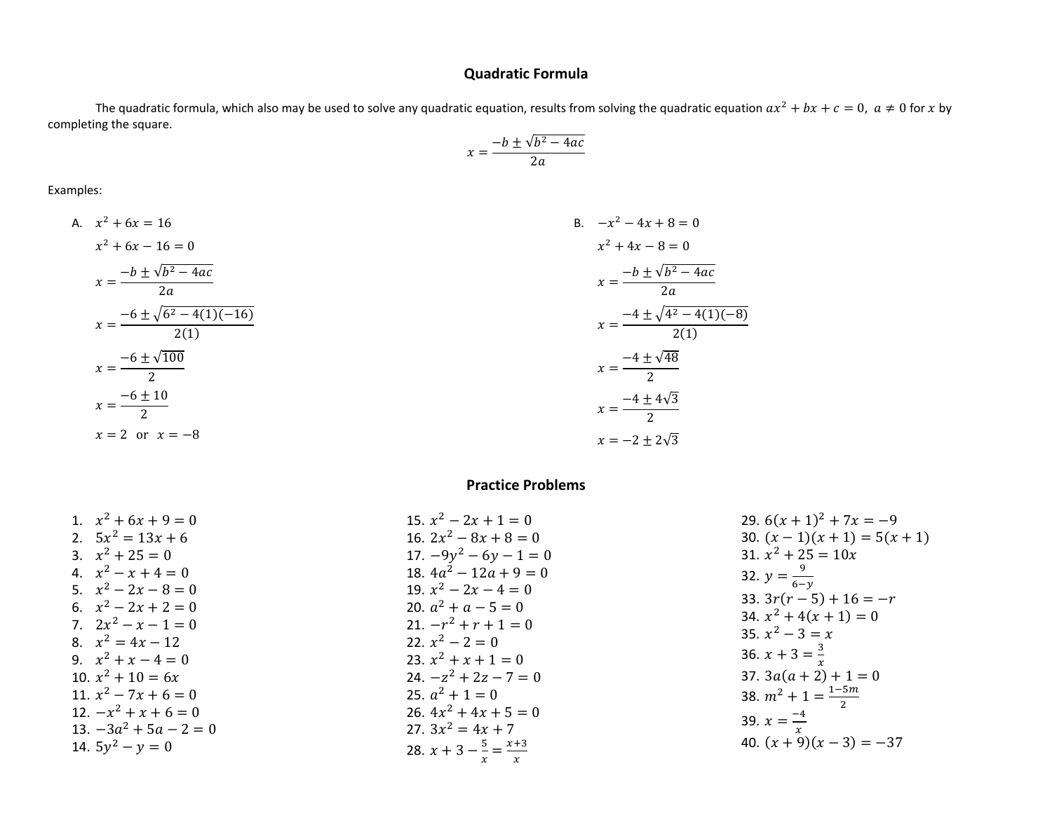## Quadratic Formula

The quadratic formula, which also may be used to solve any quadratic equation, results from solving the quadratic equation $ax^2 + bx + c = 0,\ a \neq 0$ for $x$ by completing the square.

$$x = \frac{-b \pm \sqrt{b^2 - 4ac}}{2a}$$

Examples:

A. $x^2 + 6x = 16$

$x^2 + 6x - 16 = 0$

$x = \frac{-b \pm \sqrt{b^2 - 4ac}}{2a}$

$x = \frac{-6 \pm \sqrt{6^2 - 4(1)(-16)}}{2(1)}$

$x = \frac{-6 \pm \sqrt{100}}{2}$

$x = \frac{-6 \pm 10}{2}$

$x = 2$ or $x = -8$

B. $-x^2 - 4x + 8 = 0$

$x^2 + 4x - 8 = 0$

$x = \frac{-b \pm \sqrt{b^2 - 4ac}}{2a}$

$x = \frac{-4 \pm \sqrt{4^2 - 4(1)(-8)}}{2(1)}$

$x = \frac{-4 \pm \sqrt{48}}{2}$

$x = \frac{-4 \pm 4\sqrt{3}}{2}$

$x = -2 \pm 2\sqrt{3}$

## Practice Problems

1. $x^2 + 6x + 9 = 0$
2. $5x^2 = 13x + 6$
3. $x^2 + 25 = 0$
4. $x^2 - x + 4 = 0$
5. $x^2 - 2x - 8 = 0$
6. $x^2 - 2x + 2 = 0$
7. $2x^2 - x - 1 = 0$
8. $x^2 = 4x - 12$
9. $x^2 + x - 4 = 0$
10. $x^2 + 10 = 6x$
11. $x^2 - 7x + 6 = 0$
12. $-x^2 + x + 6 = 0$
13. $-3a^2 + 5a - 2 = 0$
14. $5y^2 - y = 0$
15. $x^2 - 2x + 1 = 0$
16. $2x^2 - 8x + 8 = 0$
17. $-9y^2 - 6y - 1 = 0$
18. $4a^2 - 12a + 9 = 0$
19. $x^2 - 2x - 4 = 0$
20. $a^2 + a - 5 = 0$
21. $-r^2 + r + 1 = 0$
22. $x^2 - 2 = 0$
23. $x^2 + x + 1 = 0$
24. $-z^2 + 2z - 7 = 0$
25. $a^2 + 1 = 0$
26. $4x^2 + 4x + 5 = 0$
27. $3x^2 = 4x + 7$
28. $x + 3 - \frac{5}{x} = \frac{x+3}{x}$
29. $6(x+1)^2 + 7x = -9$
30. $(x-1)(x+1) = 5(x+1)$
31. $x^2 + 25 = 10x$
32. $y = \frac{9}{6-y}$
33. $3r(r-5) + 16 = -r$
34. $x^2 + 4(x+1) = 0$
35. $x^2 - 3 = x$
36. $x + 3 = \frac{3}{x}$
37. $3a(a+2) + 1 = 0$
38. $m^2 + 1 = \frac{1-5m}{2}$
39. $x = \frac{-4}{x}$
40. $(x+9)(x-3) = -37$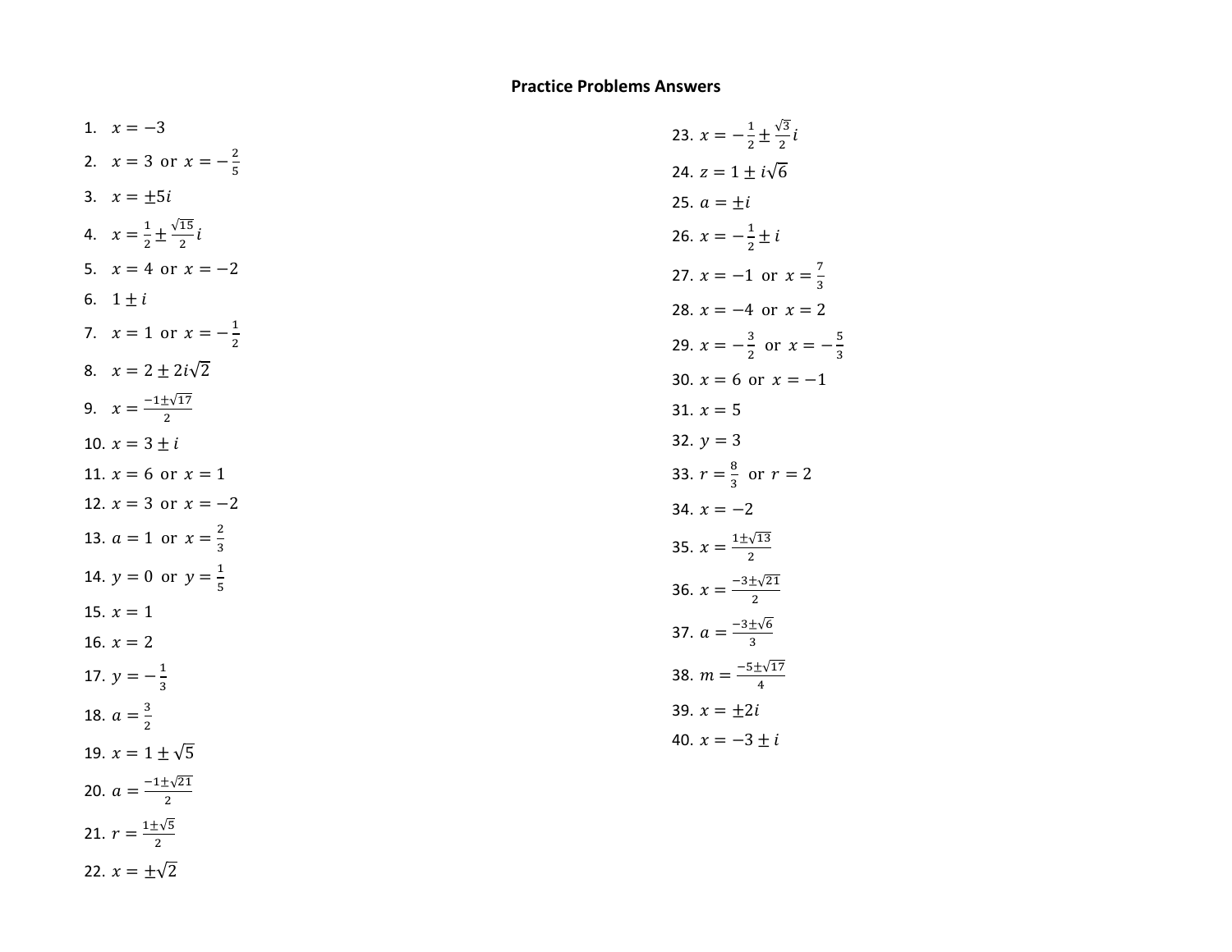## Practice Problems Answers

1. $x = -3$
2. $x = 3$ or $x = -\frac{2}{5}$
3. $x = \pm 5i$
4. $x = \frac{1}{2} \pm \frac{\sqrt{15}}{2}i$
5. $x = 4$ or $x = -2$
6. $1 \pm i$
7. $x = 1$ or $x = -\frac{1}{2}$
8. $x = 2 \pm 2i\sqrt{2}$
9. $x = \frac{-1 \pm \sqrt{17}}{2}$
10. $x = 3 \pm i$
11. $x = 6$ or $x = 1$
12. $x = 3$ or $x = -2$
13. $a = 1$ or $x = \frac{2}{3}$
14. $y = 0$ or $y = \frac{1}{5}$
15. $x = 1$
16. $x = 2$
17. $y = -\frac{1}{3}$
18. $a = \frac{3}{2}$
19. $x = 1 \pm \sqrt{5}$
20. $a = \frac{-1 \pm \sqrt{21}}{2}$
21. $r = \frac{1 \pm \sqrt{5}}{2}$
22. $x = \pm\sqrt{2}$
23. $x = -\frac{1}{2} \pm \frac{\sqrt{3}}{2}i$
24. $z = 1 \pm i\sqrt{6}$
25. $a = \pm i$
26. $x = -\frac{1}{2} \pm i$
27. $x = -1$ or $x = \frac{7}{3}$
28. $x = -4$ or $x = 2$
29. $x = -\frac{3}{2}$ or $x = -\frac{5}{3}$
30. $x = 6$ or $x = -1$
31. $x = 5$
32. $y = 3$
33. $r = \frac{8}{3}$ or $r = 2$
34. $x = -2$
35. $x = \frac{1 \pm \sqrt{13}}{2}$
36. $x = \frac{-3 \pm \sqrt{21}}{2}$
37. $a = \frac{-3 \pm \sqrt{6}}{3}$
38. $m = \frac{-5 \pm \sqrt{17}}{4}$
39. $x = \pm 2i$
40. $x = -3 \pm i$